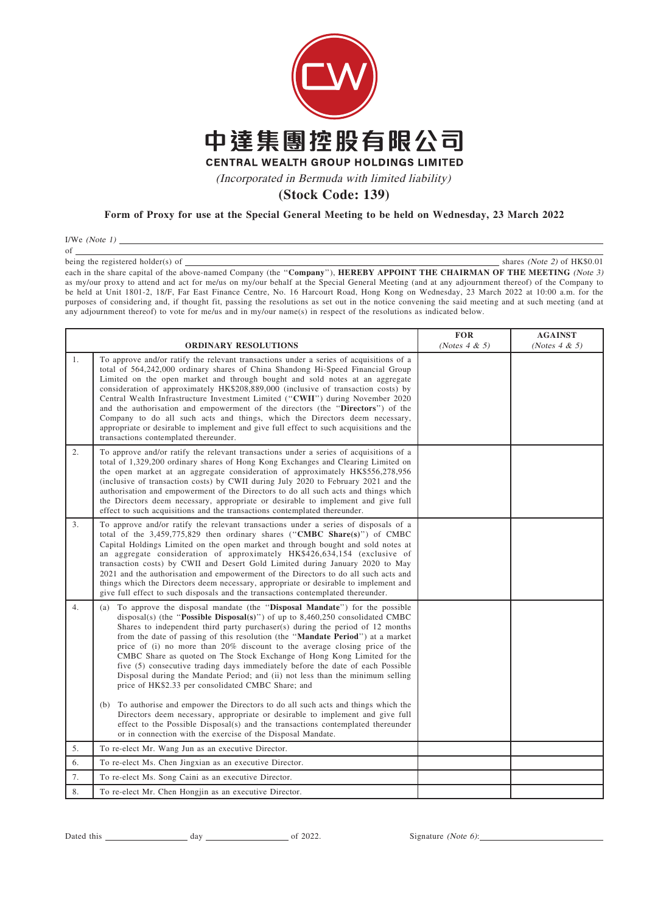# 中達集團控股有限公司

## CENTRAL WEALTH GROUP HOLDINGS LIMITED

*(Incorporated in Bermuda with limited liability)*

**(Stock Code: 139)**

**Form of Proxy for use at the Special General Meeting to be held on Wednesday, 23 March 2022**

I/We *(Note 1)* ______________________________________________

of ______________________________________________

being the registered holder(s) of ______________________________ shares *(Note 2)* of HK$0.01 each in the share capital of the above-named Company (the "**Company**"), **HEREBY APPOINT THE CHAIRMAN OF THE MEETING** *(Note 3)* as my/our proxy to attend and act for me/us on my/our behalf at the Special General Meeting (and at any adjournment thereof) of the Company to be held at Unit 1801-2, 18/F, Far East Finance Centre, No. 16 Harcourt Road, Hong Kong on Wednesday, 23 March 2022 at 10:00 a.m. for the purposes of considering and, if thought fit, passing the resolutions as set out in the notice convening the said meeting and at such meeting (and at any adjournment thereof) to vote for me/us and in my/our name(s) in respect of the resolutions as indicated below.

| | ORDINARY RESOLUTIONS | FOR *(Notes 4 & 5)* | AGAINST *(Notes 4 & 5)* |
|---|---|---|---|
| 1. | To approve and/or ratify the relevant transactions under a series of acquisitions of a total of 564,242,000 ordinary shares of China Shandong Hi-Speed Financial Group Limited on the open market and through bought and sold notes at an aggregate consideration of approximately HK$208,889,000 (inclusive of transaction costs) by Central Wealth Infrastructure Investment Limited ("**CWII**") during November 2020 and the authorisation and empowerment of the directors (the "**Directors**") of the Company to do all such acts and things, which the Directors deem necessary, appropriate or desirable to implement and give full effect to such acquisitions and the transactions contemplated thereunder. | | |
| 2. | To approve and/or ratify the relevant transactions under a series of acquisitions of a total of 1,329,200 ordinary shares of Hong Kong Exchanges and Clearing Limited on the open market at an aggregate consideration of approximately HK$556,278,956 (inclusive of transaction costs) by CWII during July 2020 to February 2021 and the authorisation and empowerment of the Directors to do all such acts and things which the Directors deem necessary, appropriate or desirable to implement and give full effect to such acquisitions and the transactions contemplated thereunder. | | |
| 3. | To approve and/or ratify the relevant transactions under a series of disposals of a total of the 3,459,775,829 then ordinary shares ("**CMBC Share(s)**") of CMBC Capital Holdings Limited on the open market and through bought and sold notes at an aggregate consideration of approximately HK$426,634,154 (exclusive of transaction costs) by CWII and Desert Gold Limited during January 2020 to May 2021 and the authorisation and empowerment of the Directors to do all such acts and things which the Directors deem necessary, appropriate or desirable to implement and give full effect to such disposals and the transactions contemplated thereunder. | | |
| 4. | (a) To approve the disposal mandate (the "**Disposal Mandate**") for the possible disposal(s) (the "**Possible Disposal(s)**") of up to 8,460,250 consolidated CMBC Shares to independent third party purchaser(s) during the period of 12 months from the date of passing of this resolution (the "**Mandate Period**") at a market price of (i) no more than 20% discount to the average closing price of the CMBC Share as quoted on The Stock Exchange of Hong Kong Limited for the five (5) consecutive trading days immediately before the date of each Possible Disposal during the Mandate Period; and (ii) not less than the minimum selling price of HK$2.33 per consolidated CMBC Share; and<br><br>(b) To authorise and empower the Directors to do all such acts and things which the Directors deem necessary, appropriate or desirable to implement and give full effect to the Possible Disposal(s) and the transactions contemplated thereunder or in connection with the exercise of the Disposal Mandate. | | |
| 5. | To re-elect Mr. Wang Jun as an executive Director. | | |
| 6. | To re-elect Ms. Chen Jingxian as an executive Director. | | |
| 7. | To re-elect Ms. Song Caini as an executive Director. | | |
| 8. | To re-elect Mr. Chen Hongjin as an executive Director. | | |

Dated this ______________ day ______________ of 2022.

Signature *(Note 6)*: ______________________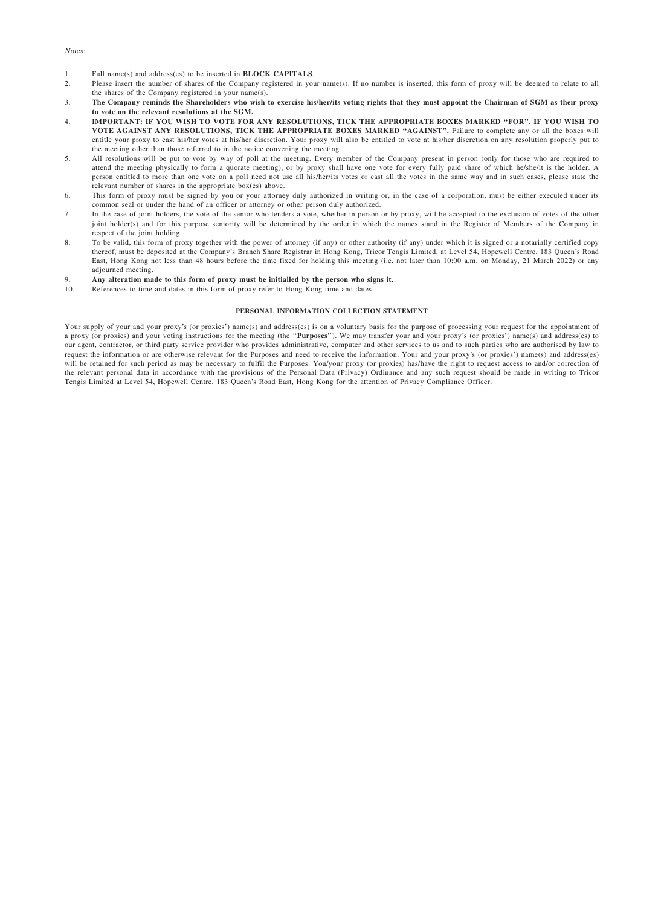*Notes:*

1. Full name(s) and address(es) to be inserted in **BLOCK CAPITALS**.
2. Please insert the number of shares of the Company registered in your name(s). If no number is inserted, this form of proxy will be deemed to relate to all the shares of the Company registered in your name(s).
3. **The Company reminds the Shareholders who wish to exercise his/her/its voting rights that they must appoint the Chairman of SGM as their proxy to vote on the relevant resolutions at the SGM.**
4. **IMPORTANT: IF YOU WISH TO VOTE FOR ANY RESOLUTIONS, TICK THE APPROPRIATE BOXES MARKED "FOR". IF YOU WISH TO VOTE AGAINST ANY RESOLUTIONS, TICK THE APPROPRIATE BOXES MARKED "AGAINST".** Failure to complete any or all the boxes will entitle your proxy to cast his/her votes at his/her discretion. Your proxy will also be entitled to vote at his/her discretion on any resolution properly put to the meeting other than those referred to in the notice convening the meeting.
5. All resolutions will be put to vote by way of poll at the meeting. Every member of the Company present in person (only for those who are required to attend the meeting physically to form a quorate meeting), or by proxy shall have one vote for every fully paid share of which he/she/it is the holder. A person entitled to more than one vote on a poll need not use all his/her/its votes or cast all the votes in the same way and in such cases, please state the relevant number of shares in the appropriate box(es) above.
6. This form of proxy must be signed by you or your attorney duly authorized in writing or, in the case of a corporation, must be either executed under its common seal or under the hand of an officer or attorney or other person duly authorized.
7. In the case of joint holders, the vote of the senior who tenders a vote, whether in person or by proxy, will be accepted to the exclusion of votes of the other joint holder(s) and for this purpose seniority will be determined by the order in which the names stand in the Register of Members of the Company in respect of the joint holding.
8. To be valid, this form of proxy together with the power of attorney (if any) or other authority (if any) under which it is signed or a notarially certified copy thereof, must be deposited at the Company's Branch Share Registrar in Hong Kong, Tricor Tengis Limited, at Level 54, Hopewell Centre, 183 Queen's Road East, Hong Kong not less than 48 hours before the time fixed for holding this meeting (i.e. not later than 10:00 a.m. on Monday, 21 March 2022) or any adjourned meeting.
9. **Any alteration made to this form of proxy must be initialled by the person who signs it.**
10. References to time and dates in this form of proxy refer to Hong Kong time and dates.

**PERSONAL INFORMATION COLLECTION STATEMENT**

Your supply of your and your proxy's (or proxies') name(s) and address(es) is on a voluntary basis for the purpose of processing your request for the appointment of a proxy (or proxies) and your voting instructions for the meeting (the ''**Purposes**''). We may transfer your and your proxy's (or proxies') name(s) and address(es) to our agent, contractor, or third party service provider who provides administrative, computer and other services to us and to such parties who are authorised by law to request the information or are otherwise relevant for the Purposes and need to receive the information. Your and your proxy's (or proxies') name(s) and address(es) will be retained for such period as may be necessary to fulfil the Purposes. You/your proxy (or proxies) has/have the right to request access to and/or correction of the relevant personal data in accordance with the provisions of the Personal Data (Privacy) Ordinance and any such request should be made in writing to Tricor Tengis Limited at Level 54, Hopewell Centre, 183 Queen's Road East, Hong Kong for the attention of Privacy Compliance Officer.